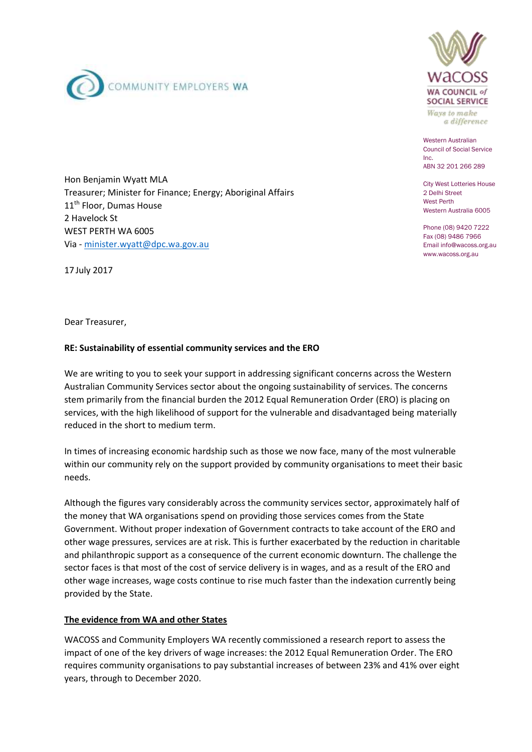COMMUNITY EMPLOYERS WA

WACOSS
WA COUNCIL of SOCIAL SERVICE
*Ways to make a difference*

Western Australian Council of Social Service Inc.
ABN 32 201 266 289

City West Lotteries House
2 Delhi Street
West Perth
Western Australia 6005

Phone (08) 9420 7222
Fax (08) 9486 7966
Email info@wacoss.org.au
www.wacoss.org.au

Hon Benjamin Wyatt MLA
Treasurer; Minister for Finance; Energy; Aboriginal Affairs
11th Floor, Dumas House
2 Havelock St
WEST PERTH WA 6005
Via - minister.wyatt@dpc.wa.gov.au

17 July 2017

Dear Treasurer,

**RE: Sustainability of essential community services and the ERO**

We are writing to you to seek your support in addressing significant concerns across the Western Australian Community Services sector about the ongoing sustainability of services. The concerns stem primarily from the financial burden the 2012 Equal Remuneration Order (ERO) is placing on services, with the high likelihood of support for the vulnerable and disadvantaged being materially reduced in the short to medium term.

In times of increasing economic hardship such as those we now face, many of the most vulnerable within our community rely on the support provided by community organisations to meet their basic needs.

Although the figures vary considerably across the community services sector, approximately half of the money that WA organisations spend on providing those services comes from the State Government. Without proper indexation of Government contracts to take account of the ERO and other wage pressures, services are at risk. This is further exacerbated by the reduction in charitable and philanthropic support as a consequence of the current economic downturn. The challenge the sector faces is that most of the cost of service delivery is in wages, and as a result of the ERO and other wage increases, wage costs continue to rise much faster than the indexation currently being provided by the State.

**The evidence from WA and other States**

WACOSS and Community Employers WA recently commissioned a research report to assess the impact of one of the key drivers of wage increases: the 2012 Equal Remuneration Order. The ERO requires community organisations to pay substantial increases of between 23% and 41% over eight years, through to December 2020.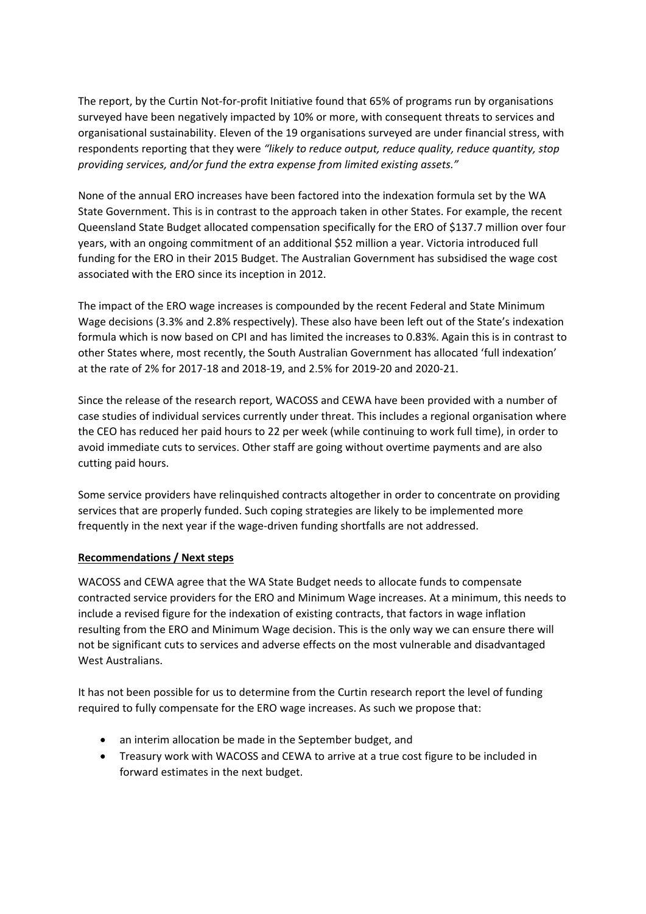The report, by the Curtin Not-for-profit Initiative found that 65% of programs run by organisations surveyed have been negatively impacted by 10% or more, with consequent threats to services and organisational sustainability. Eleven of the 19 organisations surveyed are under financial stress, with respondents reporting that they were *"likely to reduce output, reduce quality, reduce quantity, stop providing services, and/or fund the extra expense from limited existing assets."*

None of the annual ERO increases have been factored into the indexation formula set by the WA State Government. This is in contrast to the approach taken in other States. For example, the recent Queensland State Budget allocated compensation specifically for the ERO of $137.7 million over four years, with an ongoing commitment of an additional $52 million a year. Victoria introduced full funding for the ERO in their 2015 Budget. The Australian Government has subsidised the wage cost associated with the ERO since its inception in 2012.

The impact of the ERO wage increases is compounded by the recent Federal and State Minimum Wage decisions (3.3% and 2.8% respectively). These also have been left out of the State's indexation formula which is now based on CPI and has limited the increases to 0.83%. Again this is in contrast to other States where, most recently, the South Australian Government has allocated 'full indexation' at the rate of 2% for 2017-18 and 2018-19, and 2.5% for 2019-20 and 2020-21.

Since the release of the research report, WACOSS and CEWA have been provided with a number of case studies of individual services currently under threat. This includes a regional organisation where the CEO has reduced her paid hours to 22 per week (while continuing to work full time), in order to avoid immediate cuts to services. Other staff are going without overtime payments and are also cutting paid hours.

Some service providers have relinquished contracts altogether in order to concentrate on providing services that are properly funded. Such coping strategies are likely to be implemented more frequently in the next year if the wage-driven funding shortfalls are not addressed.

**Recommendations / Next steps**

WACOSS and CEWA agree that the WA State Budget needs to allocate funds to compensate contracted service providers for the ERO and Minimum Wage increases. At a minimum, this needs to include a revised figure for the indexation of existing contracts, that factors in wage inflation resulting from the ERO and Minimum Wage decision. This is the only way we can ensure there will not be significant cuts to services and adverse effects on the most vulnerable and disadvantaged West Australians.

It has not been possible for us to determine from the Curtin research report the level of funding required to fully compensate for the ERO wage increases. As such we propose that:

- an interim allocation be made in the September budget, and
- Treasury work with WACOSS and CEWA to arrive at a true cost figure to be included in forward estimates in the next budget.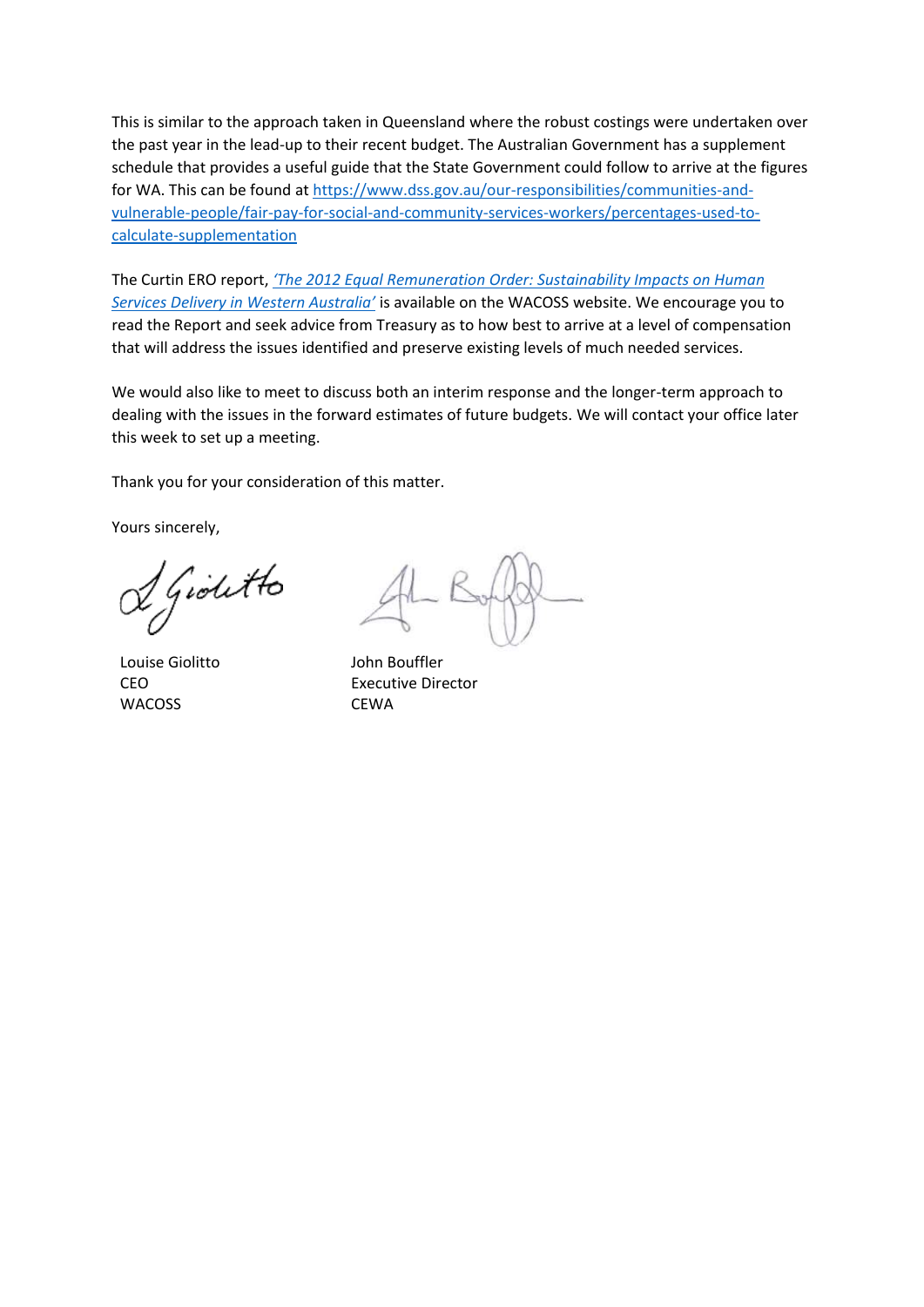This is similar to the approach taken in Queensland where the robust costings were undertaken over the past year in the lead-up to their recent budget. The Australian Government has a supplement schedule that provides a useful guide that the State Government could follow to arrive at the figures for WA. This can be found at https://www.dss.gov.au/our-responsibilities/communities-and-vulnerable-people/fair-pay-for-social-and-community-services-workers/percentages-used-to-calculate-supplementation

The Curtin ERO report, *'The 2012 Equal Remuneration Order: Sustainability Impacts on Human Services Delivery in Western Australia'* is available on the WACOSS website. We encourage you to read the Report and seek advice from Treasury as to how best to arrive at a level of compensation that will address the issues identified and preserve existing levels of much needed services.

We would also like to meet to discuss both an interim response and the longer-term approach to dealing with the issues in the forward estimates of future budgets. We will contact your office later this week to set up a meeting.

Thank you for your consideration of this matter.

Yours sincerely,

| | |
|---|---|
| Louise Giolitto | John Bouffler |
| CEO | Executive Director |
| WACOSS | CEWA |